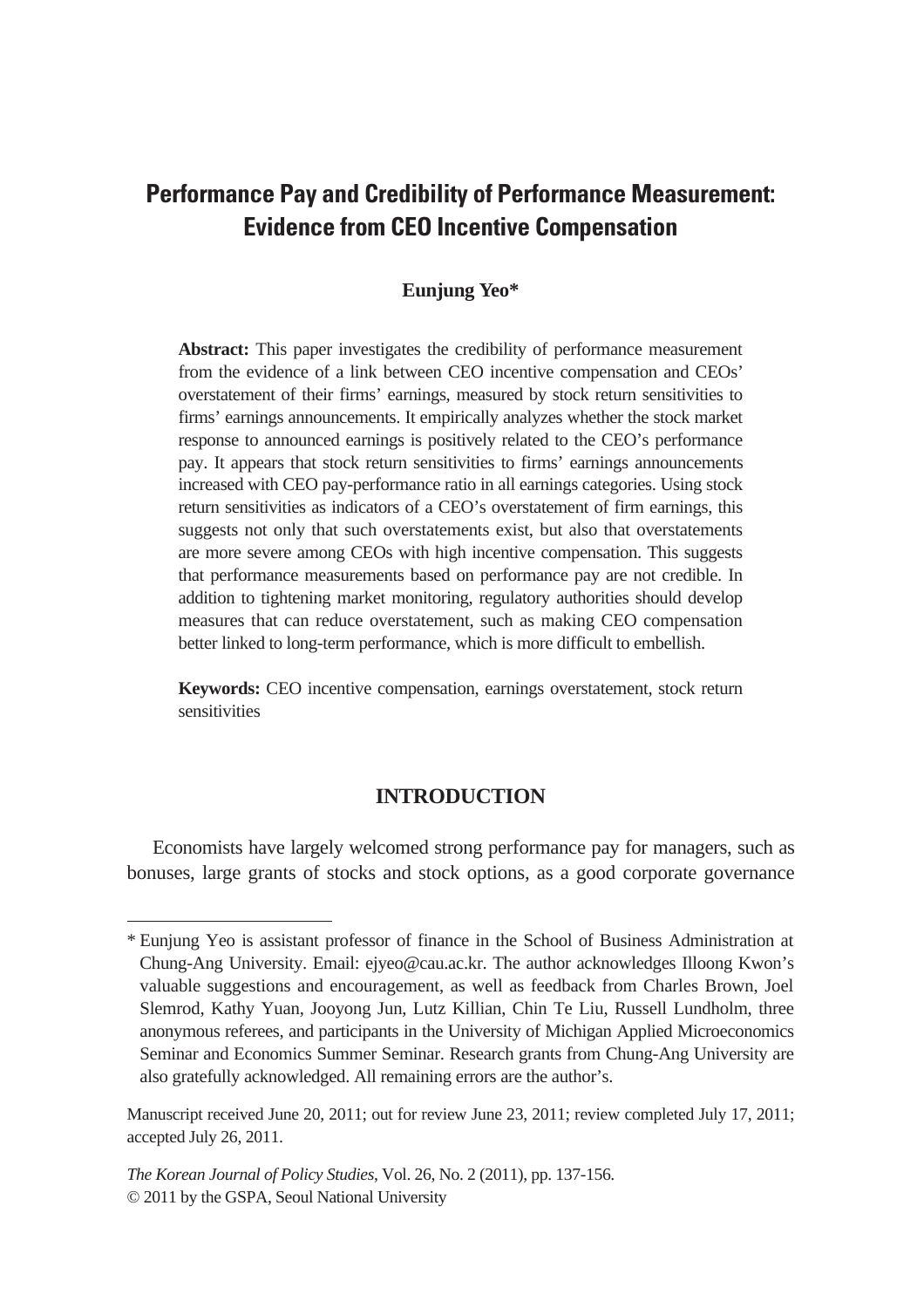# Performance Pay and Credibility of Performance Measurement: Evidence from CEO Incentive Compensation

**Eunjung Yeo***

**Abstract:** This paper investigates the credibility of performance measurement from the evidence of a link between CEO incentive compensation and CEOs' overstatement of their firms' earnings, measured by stock return sensitivities to firms' earnings announcements. It empirically analyzes whether the stock market response to announced earnings is positively related to the CEO's performance pay. It appears that stock return sensitivities to firms' earnings announcements increased with CEO pay-performance ratio in all earnings categories. Using stock return sensitivities as indicators of a CEO's overstatement of firm earnings, this suggests not only that such overstatements exist, but also that overstatements are more severe among CEOs with high incentive compensation. This suggests that performance measurements based on performance pay are not credible. In addition to tightening market monitoring, regulatory authorities should develop measures that can reduce overstatement, such as making CEO compensation better linked to long-term performance, which is more difficult to embellish.

**Keywords:** CEO incentive compensation, earnings overstatement, stock return sensitivities

## INTRODUCTION

Economists have largely welcomed strong performance pay for managers, such as bonuses, large grants of stocks and stock options, as a good corporate governance

---

* Eunjung Yeo is assistant professor of finance in the School of Business Administration at Chung-Ang University. Email: ejyeo@cau.ac.kr. The author acknowledges Illoong Kwon's valuable suggestions and encouragement, as well as feedback from Charles Brown, Joel Slemrod, Kathy Yuan, Jooyong Jun, Lutz Killian, Chin Te Liu, Russell Lundholm, three anonymous referees, and participants in the University of Michigan Applied Microeconomics Seminar and Economics Summer Seminar. Research grants from Chung-Ang University are also gratefully acknowledged. All remaining errors are the author's.

Manuscript received June 20, 2011; out for review June 23, 2011; review completed July 17, 2011; accepted July 26, 2011.

*The Korean Journal of Policy Studies*, Vol. 26, No. 2 (2011), pp. 137-156.
© 2011 by the GSPA, Seoul National University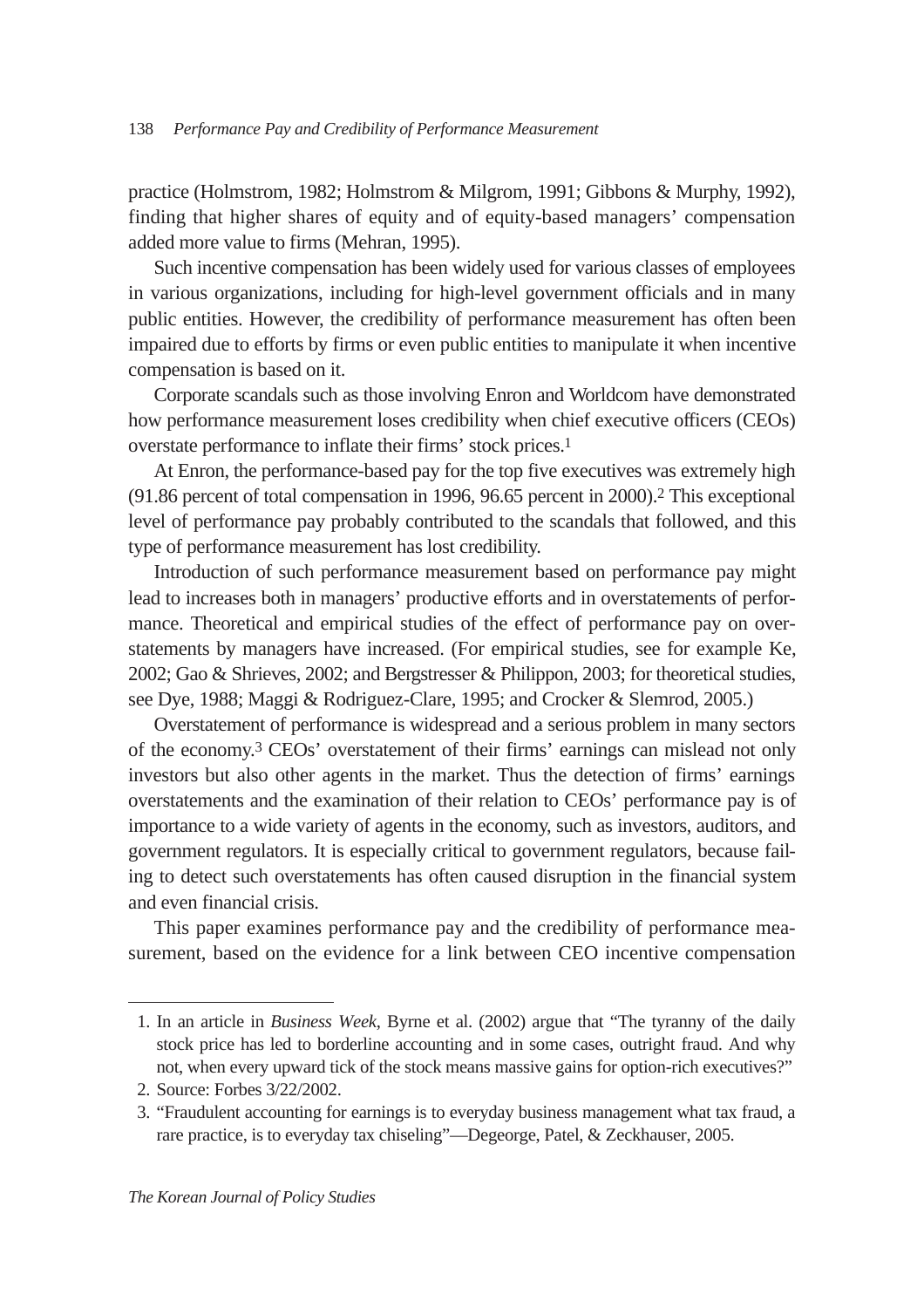practice (Holmstrom, 1982; Holmstrom & Milgrom, 1991; Gibbons & Murphy, 1992), finding that higher shares of equity and of equity-based managers' compensation added more value to firms (Mehran, 1995).

Such incentive compensation has been widely used for various classes of employees in various organizations, including for high-level government officials and in many public entities. However, the credibility of performance measurement has often been impaired due to efforts by firms or even public entities to manipulate it when incentive compensation is based on it.

Corporate scandals such as those involving Enron and Worldcom have demonstrated how performance measurement loses credibility when chief executive officers (CEOs) overstate performance to inflate their firms' stock prices.[1]

At Enron, the performance-based pay for the top five executives was extremely high (91.86 percent of total compensation in 1996, 96.65 percent in 2000).[2] This exceptional level of performance pay probably contributed to the scandals that followed, and this type of performance measurement has lost credibility.

Introduction of such performance measurement based on performance pay might lead to increases both in managers' productive efforts and in overstatements of performance. Theoretical and empirical studies of the effect of performance pay on overstatements by managers have increased. (For empirical studies, see for example Ke, 2002; Gao & Shrieves, 2002; and Bergstresser & Philippon, 2003; for theoretical studies, see Dye, 1988; Maggi & Rodriguez-Clare, 1995; and Crocker & Slemrod, 2005.)

Overstatement of performance is widespread and a serious problem in many sectors of the economy.[3] CEOs' overstatement of their firms' earnings can mislead not only investors but also other agents in the market. Thus the detection of firms' earnings overstatements and the examination of their relation to CEOs' performance pay is of importance to a wide variety of agents in the economy, such as investors, auditors, and government regulators. It is especially critical to government regulators, because failing to detect such overstatements has often caused disruption in the financial system and even financial crisis.

This paper examines performance pay and the credibility of performance measurement, based on the evidence for a link between CEO incentive compensation

---

1. In an article in *Business Week*, Byrne et al. (2002) argue that "The tyranny of the daily stock price has led to borderline accounting and in some cases, outright fraud. And why not, when every upward tick of the stock means massive gains for option-rich executives?"
2. Source: Forbes 3/22/2002.
3. "Fraudulent accounting for earnings is to everyday business management what tax fraud, a rare practice, is to everyday tax chiseling"—Degeorge, Patel, & Zeckhauser, 2005.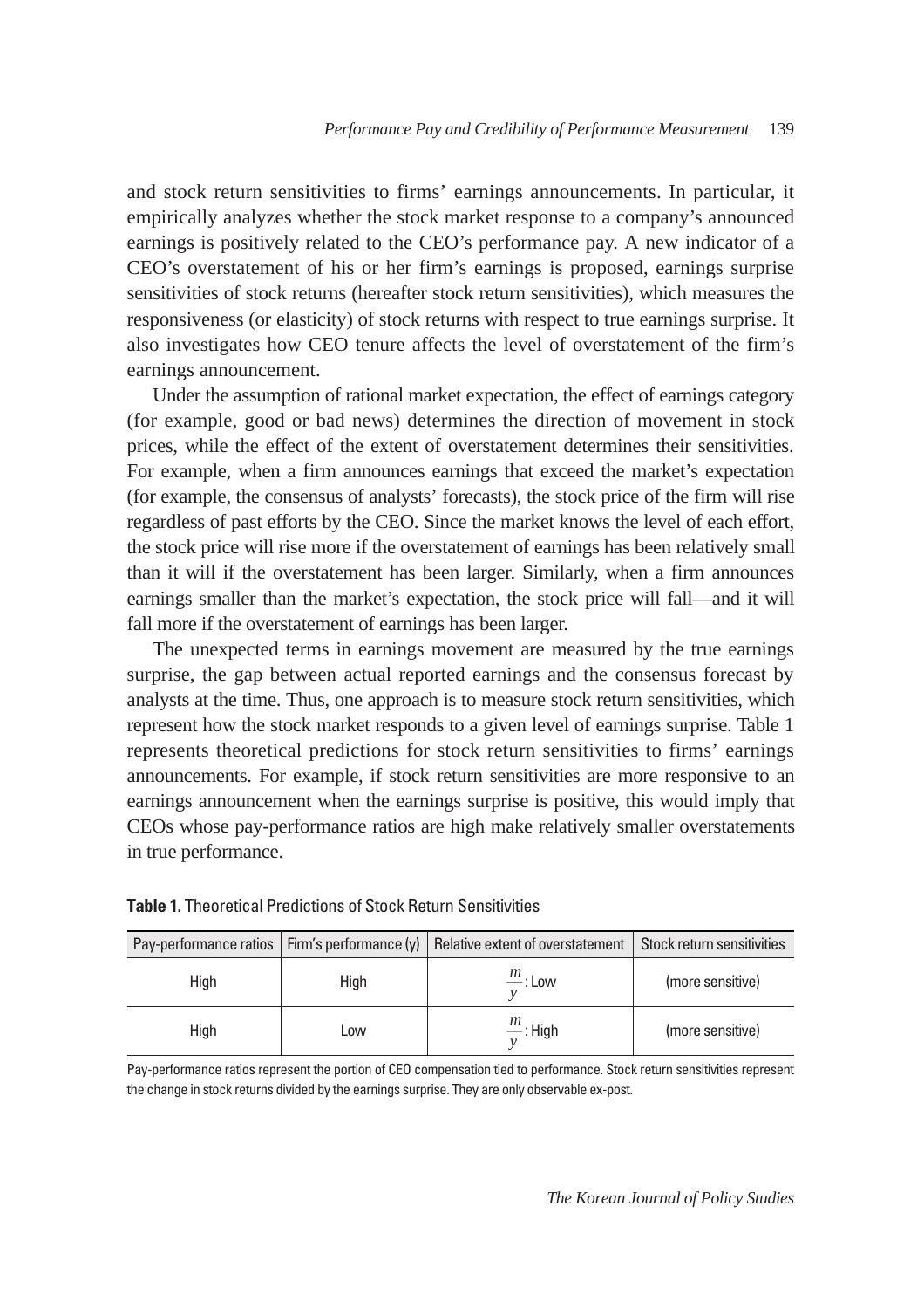and stock return sensitivities to firms' earnings announcements. In particular, it empirically analyzes whether the stock market response to a company's announced earnings is positively related to the CEO's performance pay. A new indicator of a CEO's overstatement of his or her firm's earnings is proposed, earnings surprise sensitivities of stock returns (hereafter stock return sensitivities), which measures the responsiveness (or elasticity) of stock returns with respect to true earnings surprise. It also investigates how CEO tenure affects the level of overstatement of the firm's earnings announcement.

Under the assumption of rational market expectation, the effect of earnings category (for example, good or bad news) determines the direction of movement in stock prices, while the effect of the extent of overstatement determines their sensitivities. For example, when a firm announces earnings that exceed the market's expectation (for example, the consensus of analysts' forecasts), the stock price of the firm will rise regardless of past efforts by the CEO. Since the market knows the level of each effort, the stock price will rise more if the overstatement of earnings has been relatively small than it will if the overstatement has been larger. Similarly, when a firm announces earnings smaller than the market's expectation, the stock price will fall—and it will fall more if the overstatement of earnings has been larger.

The unexpected terms in earnings movement are measured by the true earnings surprise, the gap between actual reported earnings and the consensus forecast by analysts at the time. Thus, one approach is to measure stock return sensitivities, which represent how the stock market responds to a given level of earnings surprise. Table 1 represents theoretical predictions for stock return sensitivities to firms' earnings announcements. For example, if stock return sensitivities are more responsive to an earnings announcement when the earnings surprise is positive, this would imply that CEOs whose pay-performance ratios are high make relatively smaller overstatements in true performance.

**Table 1.** Theoretical Predictions of Stock Return Sensitivities

| Pay-performance ratios | Firm's performance (y) | Relative extent of overstatement | Stock return sensitivities |
|---|---|---|---|
| High | High | $\frac{m}{y}$: Low | (more sensitive) |
| High | Low | $\frac{m}{y}$: High | (more sensitive) |

Pay-performance ratios represent the portion of CEO compensation tied to performance. Stock return sensitivities represent the change in stock returns divided by the earnings surprise. They are only observable ex-post.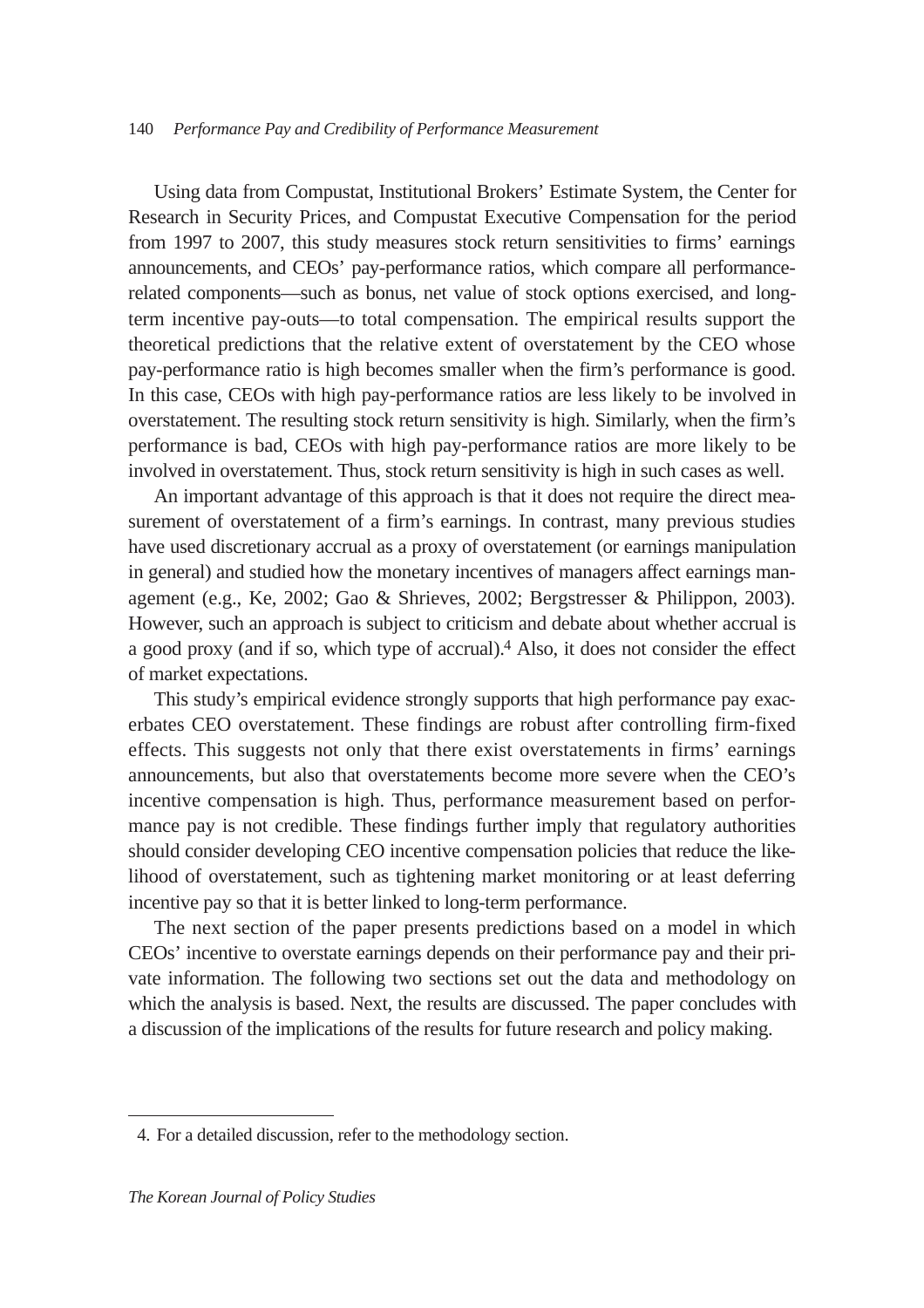Using data from Compustat, Institutional Brokers' Estimate System, the Center for Research in Security Prices, and Compustat Executive Compensation for the period from 1997 to 2007, this study measures stock return sensitivities to firms' earnings announcements, and CEOs' pay-performance ratios, which compare all performance-related components—such as bonus, net value of stock options exercised, and long-term incentive pay-outs—to total compensation. The empirical results support the theoretical predictions that the relative extent of overstatement by the CEO whose pay-performance ratio is high becomes smaller when the firm's performance is good. In this case, CEOs with high pay-performance ratios are less likely to be involved in overstatement. The resulting stock return sensitivity is high. Similarly, when the firm's performance is bad, CEOs with high pay-performance ratios are more likely to be involved in overstatement. Thus, stock return sensitivity is high in such cases as well.

An important advantage of this approach is that it does not require the direct measurement of overstatement of a firm's earnings. In contrast, many previous studies have used discretionary accrual as a proxy of overstatement (or earnings manipulation in general) and studied how the monetary incentives of managers affect earnings management (e.g., Ke, 2002; Gao & Shrieves, 2002; Bergstresser & Philippon, 2003). However, such an approach is subject to criticism and debate about whether accrual is a good proxy (and if so, which type of accrual).[4] Also, it does not consider the effect of market expectations.

This study's empirical evidence strongly supports that high performance pay exacerbates CEO overstatement. These findings are robust after controlling firm-fixed effects. This suggests not only that there exist overstatements in firms' earnings announcements, but also that overstatements become more severe when the CEO's incentive compensation is high. Thus, performance measurement based on performance pay is not credible. These findings further imply that regulatory authorities should consider developing CEO incentive compensation policies that reduce the likelihood of overstatement, such as tightening market monitoring or at least deferring incentive pay so that it is better linked to long-term performance.

The next section of the paper presents predictions based on a model in which CEOs' incentive to overstate earnings depends on their performance pay and their private information. The following two sections set out the data and methodology on which the analysis is based. Next, the results are discussed. The paper concludes with a discussion of the implications of the results for future research and policy making.

---

4. For a detailed discussion, refer to the methodology section.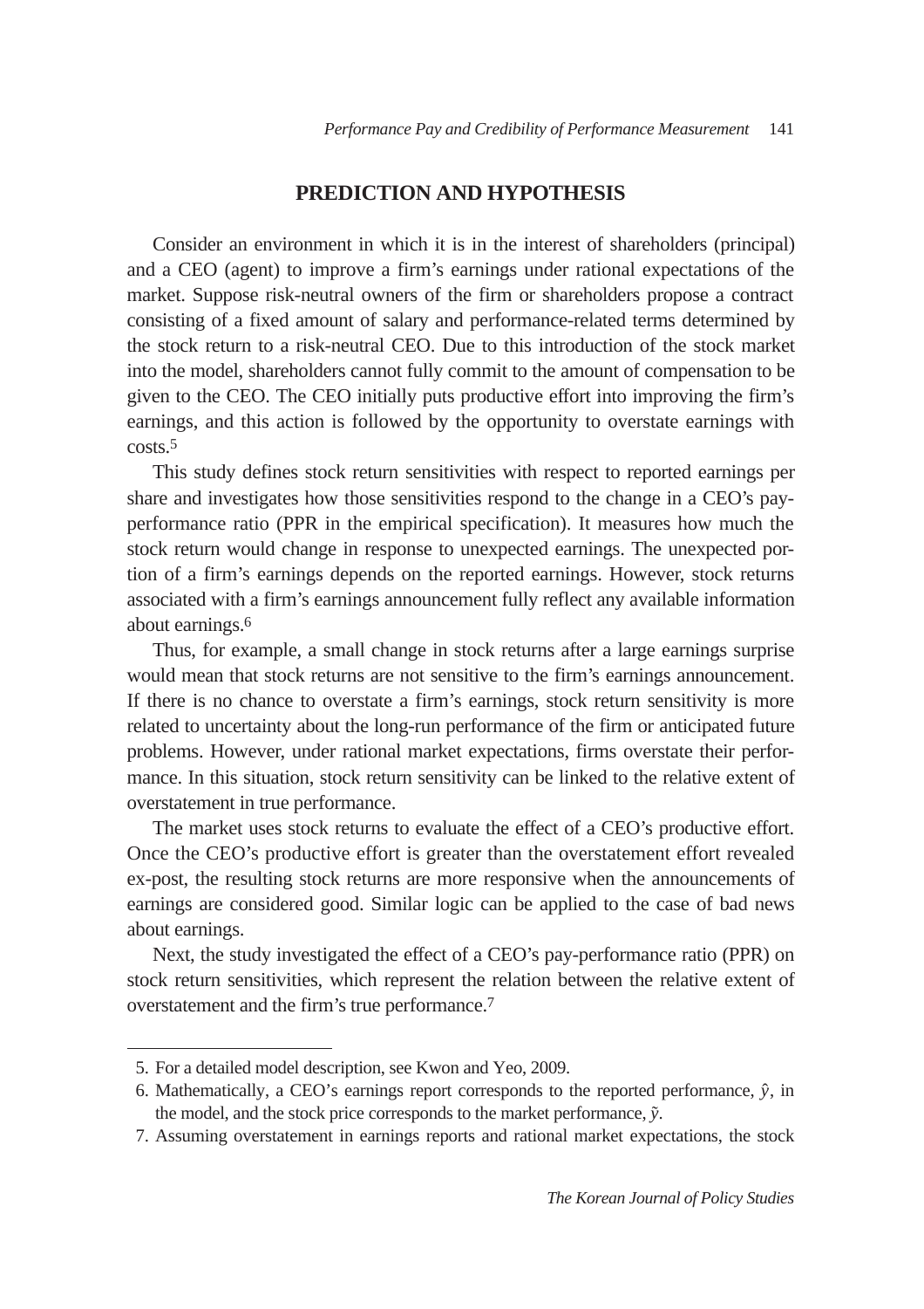## PREDICTION AND HYPOTHESIS

Consider an environment in which it is in the interest of shareholders (principal) and a CEO (agent) to improve a firm's earnings under rational expectations of the market. Suppose risk-neutral owners of the firm or shareholders propose a contract consisting of a fixed amount of salary and performance-related terms determined by the stock return to a risk-neutral CEO. Due to this introduction of the stock market into the model, shareholders cannot fully commit to the amount of compensation to be given to the CEO. The CEO initially puts productive effort into improving the firm's earnings, and this action is followed by the opportunity to overstate earnings with costs.[5]

This study defines stock return sensitivities with respect to reported earnings per share and investigates how those sensitivities respond to the change in a CEO's pay-performance ratio (PPR in the empirical specification). It measures how much the stock return would change in response to unexpected earnings. The unexpected portion of a firm's earnings depends on the reported earnings. However, stock returns associated with a firm's earnings announcement fully reflect any available information about earnings.[6]

Thus, for example, a small change in stock returns after a large earnings surprise would mean that stock returns are not sensitive to the firm's earnings announcement. If there is no chance to overstate a firm's earnings, stock return sensitivity is more related to uncertainty about the long-run performance of the firm or anticipated future problems. However, under rational market expectations, firms overstate their performance. In this situation, stock return sensitivity can be linked to the relative extent of overstatement in true performance.

The market uses stock returns to evaluate the effect of a CEO's productive effort. Once the CEO's productive effort is greater than the overstatement effort revealed ex-post, the resulting stock returns are more responsive when the announcements of earnings are considered good. Similar logic can be applied to the case of bad news about earnings.

Next, the study investigated the effect of a CEO's pay-performance ratio (PPR) on stock return sensitivities, which represent the relation between the relative extent of overstatement and the firm's true performance.[7]

---

5. For a detailed model description, see Kwon and Yeo, 2009.
6. Mathematically, a CEO's earnings report corresponds to the reported performance, $\hat{y}$, in the model, and the stock price corresponds to the market performance, $\tilde{y}$.
7. Assuming overstatement in earnings reports and rational market expectations, the stock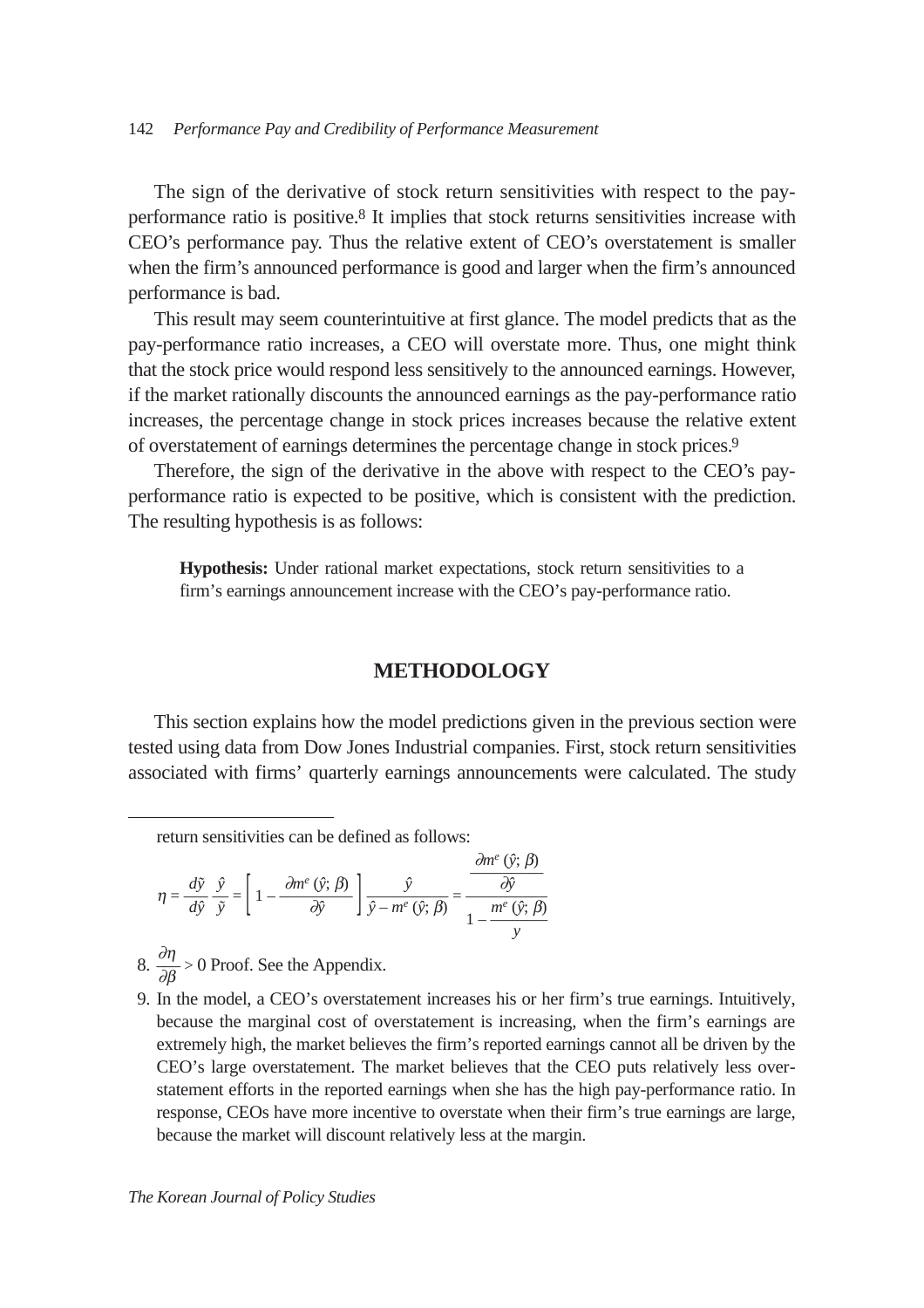The sign of the derivative of stock return sensitivities with respect to the pay-performance ratio is positive.[8] It implies that stock returns sensitivities increase with CEO's performance pay. Thus the relative extent of CEO's overstatement is smaller when the firm's announced performance is good and larger when the firm's announced performance is bad.

This result may seem counterintuitive at first glance. The model predicts that as the pay-performance ratio increases, a CEO will overstate more. Thus, one might think that the stock price would respond less sensitively to the announced earnings. However, if the market rationally discounts the announced earnings as the pay-performance ratio increases, the percentage change in stock prices increases because the relative extent of overstatement of earnings determines the percentage change in stock prices.[9]

Therefore, the sign of the derivative in the above with respect to the CEO's pay-performance ratio is expected to be positive, which is consistent with the prediction. The resulting hypothesis is as follows:

> **Hypothesis:** Under rational market expectations, stock return sensitivities to a firm's earnings announcement increase with the CEO's pay-performance ratio.

## METHODOLOGY

This section explains how the model predictions given in the previous section were tested using data from Dow Jones Industrial companies. First, stock return sensitivities associated with firms' quarterly earnings announcements were calculated. The study

---

return sensitivities can be defined as follows:

$$\eta = \frac{d\tilde{y}}{d\hat{y}}\frac{\hat{y}}{\tilde{y}} = \left[1 - \frac{\partial m^e(\hat{y};\beta)}{\partial \hat{y}}\right]\frac{\hat{y}}{\hat{y} - m^e(\hat{y};\beta)} = \frac{\dfrac{\partial m^e(\hat{y};\beta)}{\partial \hat{y}}}{1 - \dfrac{m^e(\hat{y};\beta)}{y}}$$

8. $\dfrac{\partial \eta}{\partial \beta} > 0$ Proof. See the Appendix.

9. In the model, a CEO's overstatement increases his or her firm's true earnings. Intuitively, because the marginal cost of overstatement is increasing, when the firm's earnings are extremely high, the market believes the firm's reported earnings cannot all be driven by the CEO's large overstatement. The market believes that the CEO puts relatively less overstatement efforts in the reported earnings when she has the high pay-performance ratio. In response, CEOs have more incentive to overstate when their firm's true earnings are large, because the market will discount relatively less at the margin.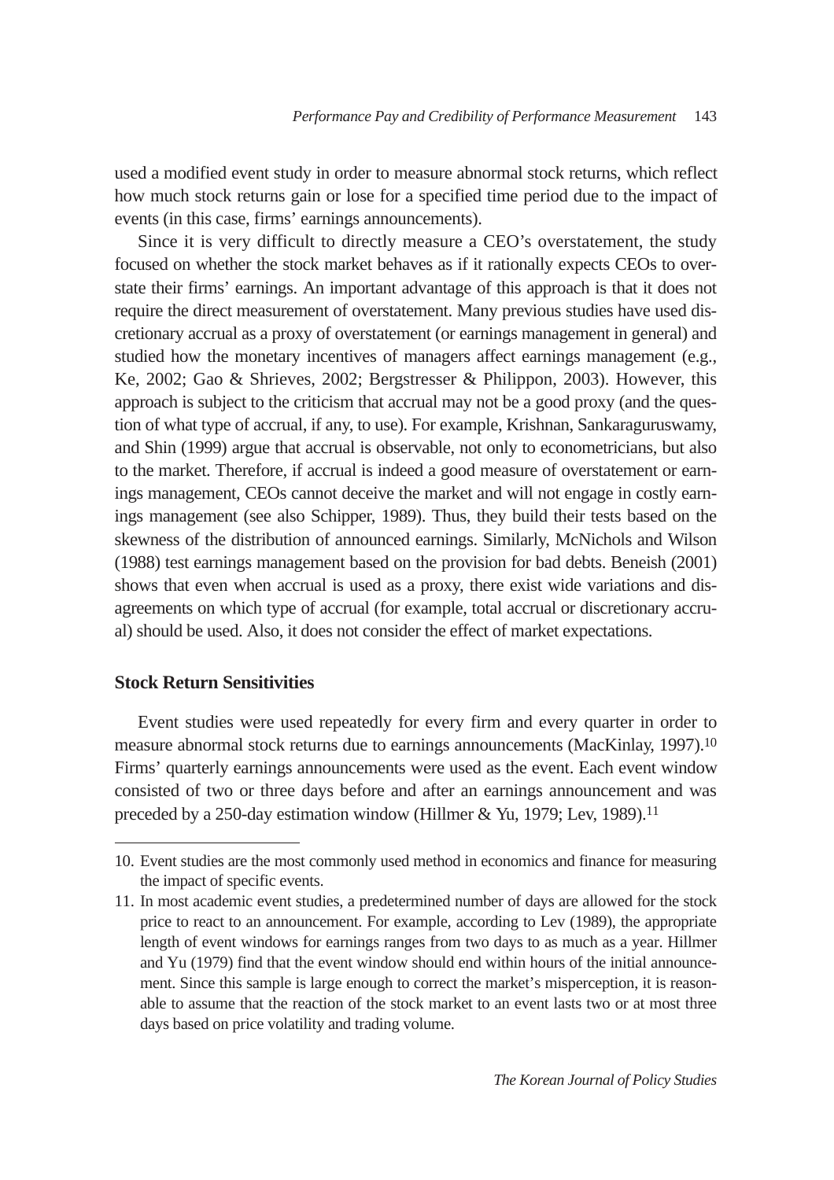used a modified event study in order to measure abnormal stock returns, which reflect how much stock returns gain or lose for a specified time period due to the impact of events (in this case, firms' earnings announcements).

Since it is very difficult to directly measure a CEO's overstatement, the study focused on whether the stock market behaves as if it rationally expects CEOs to overstate their firms' earnings. An important advantage of this approach is that it does not require the direct measurement of overstatement. Many previous studies have used discretionary accrual as a proxy of overstatement (or earnings management in general) and studied how the monetary incentives of managers affect earnings management (e.g., Ke, 2002; Gao & Shrieves, 2002; Bergstresser & Philippon, 2003). However, this approach is subject to the criticism that accrual may not be a good proxy (and the question of what type of accrual, if any, to use). For example, Krishnan, Sankaraguruswamy, and Shin (1999) argue that accrual is observable, not only to econometricians, but also to the market. Therefore, if accrual is indeed a good measure of overstatement or earnings management, CEOs cannot deceive the market and will not engage in costly earnings management (see also Schipper, 1989). Thus, they build their tests based on the skewness of the distribution of announced earnings. Similarly, McNichols and Wilson (1988) test earnings management based on the provision for bad debts. Beneish (2001) shows that even when accrual is used as a proxy, there exist wide variations and disagreements on which type of accrual (for example, total accrual or discretionary accrual) should be used. Also, it does not consider the effect of market expectations.

### Stock Return Sensitivities

Event studies were used repeatedly for every firm and every quarter in order to measure abnormal stock returns due to earnings announcements (MacKinlay, 1997).[10] Firms' quarterly earnings announcements were used as the event. Each event window consisted of two or three days before and after an earnings announcement and was preceded by a 250-day estimation window (Hillmer & Yu, 1979; Lev, 1989).[11]

---

10. Event studies are the most commonly used method in economics and finance for measuring the impact of specific events.

11. In most academic event studies, a predetermined number of days are allowed for the stock price to react to an announcement. For example, according to Lev (1989), the appropriate length of event windows for earnings ranges from two days to as much as a year. Hillmer and Yu (1979) find that the event window should end within hours of the initial announcement. Since this sample is large enough to correct the market's misperception, it is reasonable to assume that the reaction of the stock market to an event lasts two or at most three days based on price volatility and trading volume.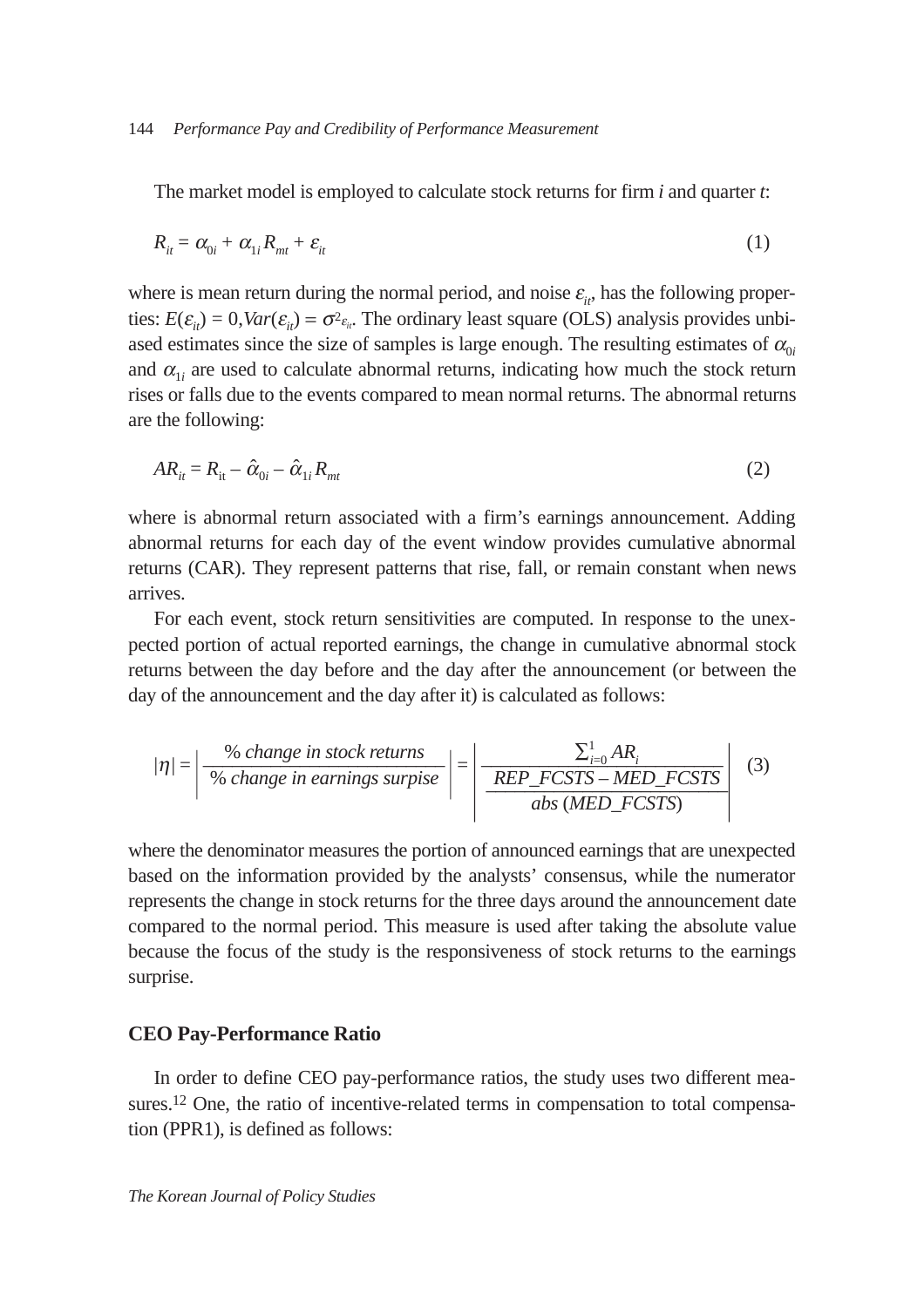The market model is employed to calculate stock returns for firm *i* and quarter *t*:

$$R_{it} = \alpha_{0i} + \alpha_{1i} R_{mt} + \varepsilon_{it} \tag{1}$$

where is mean return during the normal period, and noise $\varepsilon_{it}$, has the following properties: $E(\varepsilon_{it}) = 0, Var(\varepsilon_{it}) = \sigma^2_{\varepsilon_{it}}$. The ordinary least square (OLS) analysis provides unbiased estimates since the size of samples is large enough. The resulting estimates of $\alpha_{0i}$ and $\alpha_{1i}$ are used to calculate abnormal returns, indicating how much the stock return rises or falls due to the events compared to mean normal returns. The abnormal returns are the following:

$$AR_{it} = R_{\text{it}} - \hat{\alpha}_{0i} - \hat{\alpha}_{1i} R_{mt} \tag{2}$$

where is abnormal return associated with a firm's earnings announcement. Adding abnormal returns for each day of the event window provides cumulative abnormal returns (CAR). They represent patterns that rise, fall, or remain constant when news arrives.

For each event, stock return sensitivities are computed. In response to the unexpected portion of actual reported earnings, the change in cumulative abnormal stock returns between the day before and the day after the announcement (or between the day of the announcement and the day after it) is calculated as follows:

$$|\eta| = \left| \frac{\%\ change\ in\ stock\ returns}{\%\ change\ in\ earnings\ surpise} \right| = \left| \frac{\sum_{i=0}^{1} AR_i}{\frac{REP\_FCSTS - MED\_FCSTS}{abs\,(MED\_FCSTS)}} \right| \tag{3}$$

where the denominator measures the portion of announced earnings that are unexpected based on the information provided by the analysts' consensus, while the numerator represents the change in stock returns for the three days around the announcement date compared to the normal period. This measure is used after taking the absolute value because the focus of the study is the responsiveness of stock returns to the earnings surprise.

## CEO Pay-Performance Ratio

In order to define CEO pay-performance ratios, the study uses two different measures.[12] One, the ratio of incentive-related terms in compensation to total compensation (PPR1), is defined as follows: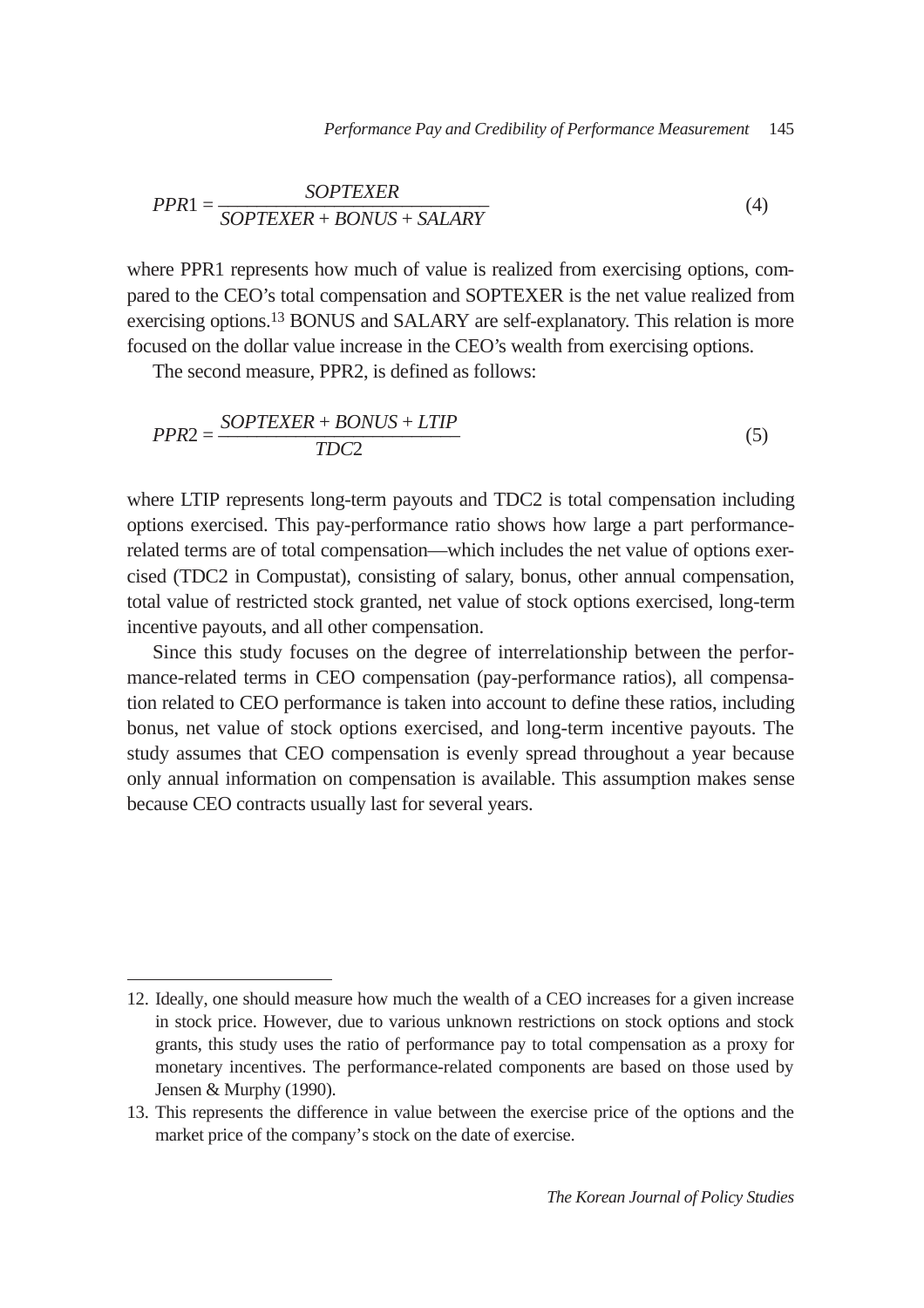$$PPR1 = \frac{SOPTEXER}{SOPTEXER + BONUS + SALARY} \tag{4}$$

where PPR1 represents how much of value is realized from exercising options, compared to the CEO's total compensation and SOPTEXER is the net value realized from exercising options.[13] BONUS and SALARY are self-explanatory. This relation is more focused on the dollar value increase in the CEO's wealth from exercising options.

The second measure, PPR2, is defined as follows:

$$PPR2 = \frac{SOPTEXER + BONUS + LTIP}{TDC2} \tag{5}$$

where LTIP represents long-term payouts and TDC2 is total compensation including options exercised. This pay-performance ratio shows how large a part performance-related terms are of total compensation—which includes the net value of options exercised (TDC2 in Compustat), consisting of salary, bonus, other annual compensation, total value of restricted stock granted, net value of stock options exercised, long-term incentive payouts, and all other compensation.

Since this study focuses on the degree of interrelationship between the performance-related terms in CEO compensation (pay-performance ratios), all compensation related to CEO performance is taken into account to define these ratios, including bonus, net value of stock options exercised, and long-term incentive payouts. The study assumes that CEO compensation is evenly spread throughout a year because only annual information on compensation is available. This assumption makes sense because CEO contracts usually last for several years.

---

12. Ideally, one should measure how much the wealth of a CEO increases for a given increase in stock price. However, due to various unknown restrictions on stock options and stock grants, this study uses the ratio of performance pay to total compensation as a proxy for monetary incentives. The performance-related components are based on those used by Jensen & Murphy (1990).

13. This represents the difference in value between the exercise price of the options and the market price of the company's stock on the date of exercise.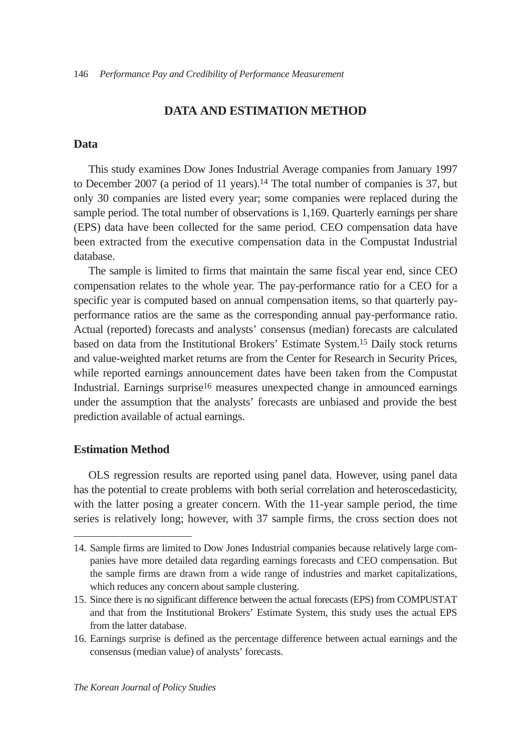## DATA AND ESTIMATION METHOD

### Data

This study examines Dow Jones Industrial Average companies from January 1997 to December 2007 (a period of 11 years).[14] The total number of companies is 37, but only 30 companies are listed every year; some companies were replaced during the sample period. The total number of observations is 1,169. Quarterly earnings per share (EPS) data have been collected for the same period. CEO compensation data have been extracted from the executive compensation data in the Compustat Industrial database.

The sample is limited to firms that maintain the same fiscal year end, since CEO compensation relates to the whole year. The pay-performance ratio for a CEO for a specific year is computed based on annual compensation items, so that quarterly pay-performance ratios are the same as the corresponding annual pay-performance ratio. Actual (reported) forecasts and analysts' consensus (median) forecasts are calculated based on data from the Institutional Brokers' Estimate System.[15] Daily stock returns and value-weighted market returns are from the Center for Research in Security Prices, while reported earnings announcement dates have been taken from the Compustat Industrial. Earnings surprise[16] measures unexpected change in announced earnings under the assumption that the analysts' forecasts are unbiased and provide the best prediction available of actual earnings.

### Estimation Method

OLS regression results are reported using panel data. However, using panel data has the potential to create problems with both serial correlation and heteroscedasticity, with the latter posing a greater concern. With the 11-year sample period, the time series is relatively long; however, with 37 sample firms, the cross section does not

---

14. Sample firms are limited to Dow Jones Industrial companies because relatively large companies have more detailed data regarding earnings forecasts and CEO compensation. But the sample firms are drawn from a wide range of industries and market capitalizations, which reduces any concern about sample clustering.

15. Since there is no significant difference between the actual forecasts (EPS) from COMPUSTAT and that from the Institutional Brokers' Estimate System, this study uses the actual EPS from the latter database.

16. Earnings surprise is defined as the percentage difference between actual earnings and the consensus (median value) of analysts' forecasts.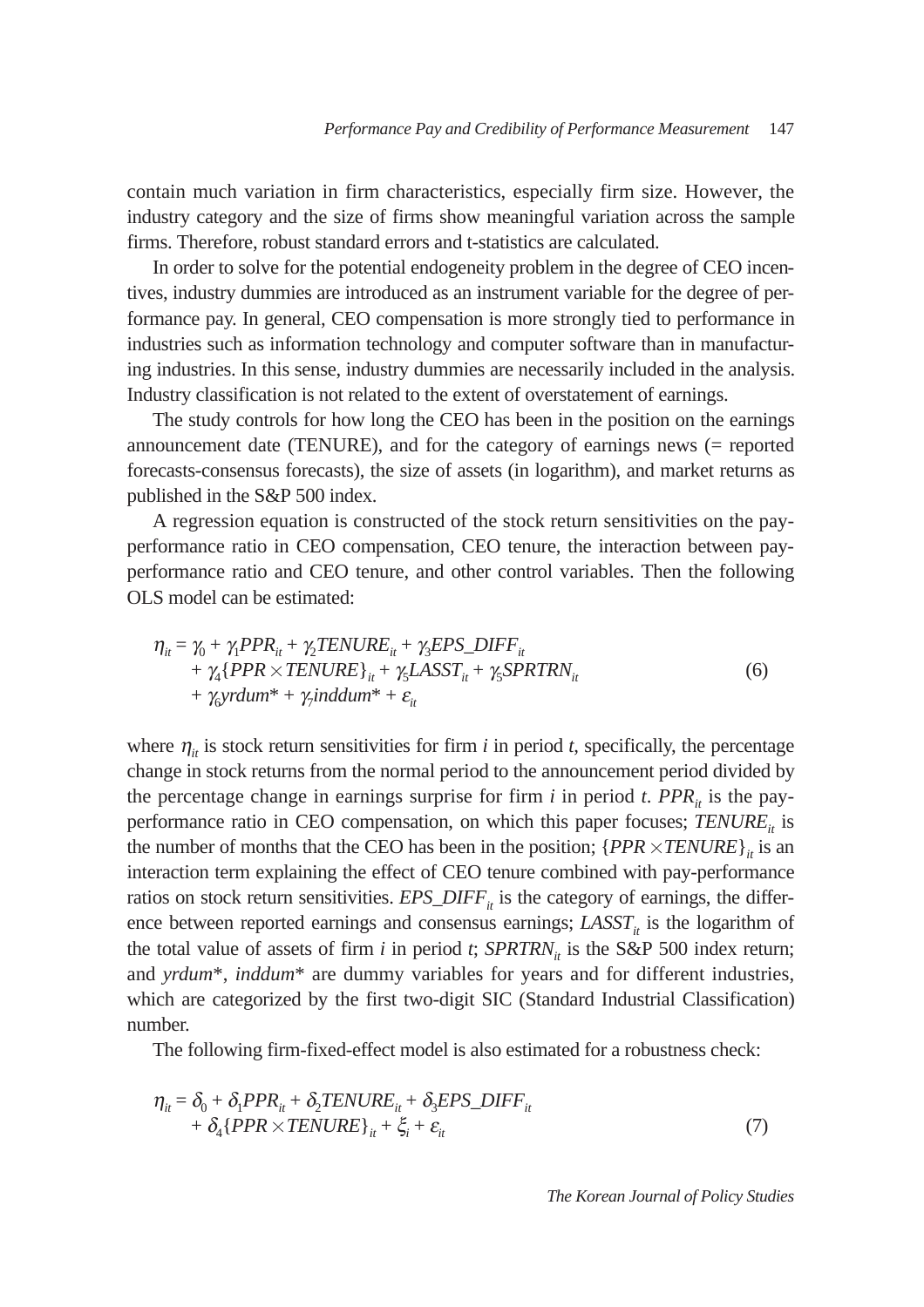contain much variation in firm characteristics, especially firm size. However, the industry category and the size of firms show meaningful variation across the sample firms. Therefore, robust standard errors and t-statistics are calculated.

In order to solve for the potential endogeneity problem in the degree of CEO incentives, industry dummies are introduced as an instrument variable for the degree of performance pay. In general, CEO compensation is more strongly tied to performance in industries such as information technology and computer software than in manufacturing industries. In this sense, industry dummies are necessarily included in the analysis. Industry classification is not related to the extent of overstatement of earnings.

The study controls for how long the CEO has been in the position on the earnings announcement date (TENURE), and for the category of earnings news (= reported forecasts-consensus forecasts), the size of assets (in logarithm), and market returns as published in the S&P 500 index.

A regression equation is constructed of the stock return sensitivities on the pay-performance ratio in CEO compensation, CEO tenure, the interaction between pay-performance ratio and CEO tenure, and other control variables. Then the following OLS model can be estimated:

$$\begin{aligned} \eta_{it} = & \gamma_0 + \gamma_1 PPR_{it} + \gamma_2 TENURE_{it} + \gamma_3 EPS\_DIFF_{it} \\ & + \gamma_4 \{PPR \times TENURE\}_{it} + \gamma_5 LASST_{it} + \gamma_5 SPRTRN_{it} \\ & + \gamma_6 yrdum^* + \gamma_7 inddum^* + \varepsilon_{it} \end{aligned} \tag{6}$$

where $\eta_{it}$ is stock return sensitivities for firm $i$ in period $t$, specifically, the percentage change in stock returns from the normal period to the announcement period divided by the percentage change in earnings surprise for firm $i$ in period $t$. $PPR_{it}$ is the pay-performance ratio in CEO compensation, on which this paper focuses; $TENURE_{it}$ is the number of months that the CEO has been in the position; $\{PPR \times TENURE\}_{it}$ is an interaction term explaining the effect of CEO tenure combined with pay-performance ratios on stock return sensitivities. $EPS\_DIFF_{it}$ is the category of earnings, the difference between reported earnings and consensus earnings; $LASST_{it}$ is the logarithm of the total value of assets of firm $i$ in period $t$; $SPRTRN_{it}$ is the S&P 500 index return; and $yrdum^*$, $inddum^*$ are dummy variables for years and for different industries, which are categorized by the first two-digit SIC (Standard Industrial Classification) number.

The following firm-fixed-effect model is also estimated for a robustness check:

$$\begin{aligned} \eta_{it} = & \delta_0 + \delta_1 PPR_{it} + \delta_2 TENURE_{it} + \delta_3 EPS\_DIFF_{it} \\ & + \delta_4 \{PPR \times TENURE\}_{it} + \xi_i + \varepsilon_{it} \end{aligned} \tag{7}$$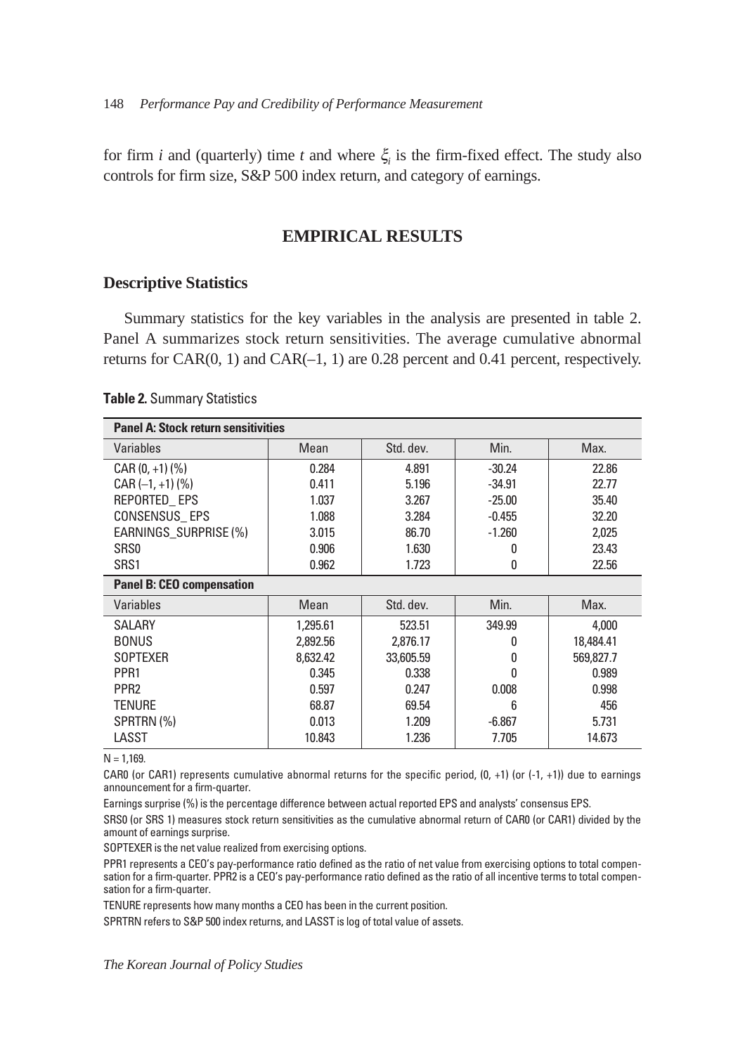for firm *i* and (quarterly) time *t* and where $\xi_i$ is the firm-fixed effect. The study also controls for firm size, S&P 500 index return, and category of earnings.

## EMPIRICAL RESULTS

### Descriptive Statistics

Summary statistics for the key variables in the analysis are presented in table 2. Panel A summarizes stock return sensitivities. The average cumulative abnormal returns for CAR(0, 1) and CAR(–1, 1) are 0.28 percent and 0.41 percent, respectively.

**Table 2.** Summary Statistics

| **Panel A: Stock return sensitivities** | | | | |
|---|---|---|---|---|
| Variables | Mean | Std. dev. | Min. | Max. |
| CAR (0, +1) (%) | 0.284 | 4.891 | -30.24 | 22.86 |
| CAR (–1, +1) (%) | 0.411 | 5.196 | -34.91 | 22.77 |
| REPORTED_ EPS | 1.037 | 3.267 | -25.00 | 35.40 |
| CONSENSUS_ EPS | 1.088 | 3.284 | -0.455 | 32.20 |
| EARNINGS_SURPRISE (%) | 3.015 | 86.70 | -1.260 | 2,025 |
| SRS0 | 0.906 | 1.630 | 0 | 23.43 |
| SRS1 | 0.962 | 1.723 | 0 | 22.56 |
| **Panel B: CEO compensation** | | | | |
| Variables | Mean | Std. dev. | Min. | Max. |
| SALARY | 1,295.61 | 523.51 | 349.99 | 4,000 |
| BONUS | 2,892.56 | 2,876.17 | 0 | 18,484.41 |
| SOPTEXER | 8,632.42 | 33,605.59 | 0 | 569,827.7 |
| PPR1 | 0.345 | 0.338 | 0 | 0.989 |
| PPR2 | 0.597 | 0.247 | 0.008 | 0.998 |
| TENURE | 68.87 | 69.54 | 6 | 456 |
| SPRTRN (%) | 0.013 | 1.209 | -6.867 | 5.731 |
| LASST | 10.843 | 1.236 | 7.705 | 14.673 |

N = 1,169.

CAR0 (or CAR1) represents cumulative abnormal returns for the specific period, (0, +1) (or (-1, +1)) due to earnings announcement for a firm-quarter.

Earnings surprise (%) is the percentage difference between actual reported EPS and analysts' consensus EPS.

SRS0 (or SRS 1) measures stock return sensitivities as the cumulative abnormal return of CAR0 (or CAR1) divided by the amount of earnings surprise.

SOPTEXER is the net value realized from exercising options.

PPR1 represents a CEO's pay-performance ratio defined as the ratio of net value from exercising options to total compensation for a firm-quarter. PPR2 is a CEO's pay-performance ratio defined as the ratio of all incentive terms to total compensation for a firm-quarter.

TENURE represents how many months a CEO has been in the current position.

SPRTRN refers to S&P 500 index returns, and LASST is log of total value of assets.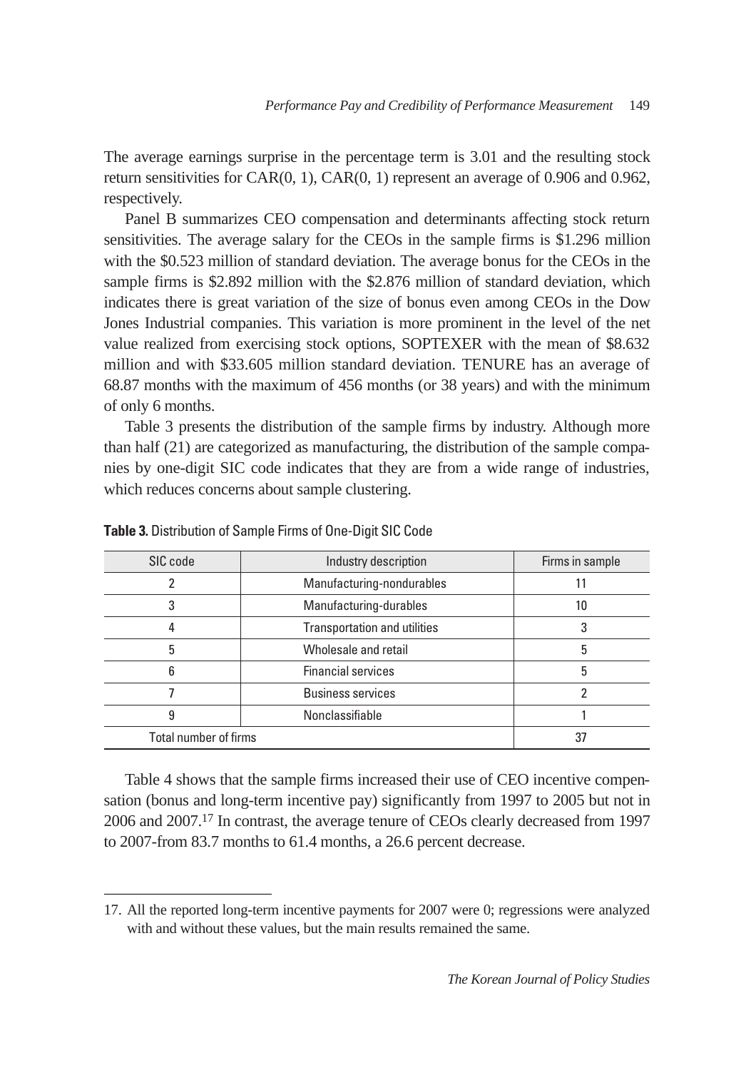The average earnings surprise in the percentage term is 3.01 and the resulting stock return sensitivities for CAR(0, 1), CAR(0, 1) represent an average of 0.906 and 0.962, respectively.

Panel B summarizes CEO compensation and determinants affecting stock return sensitivities. The average salary for the CEOs in the sample firms is $1.296 million with the $0.523 million of standard deviation. The average bonus for the CEOs in the sample firms is $2.892 million with the $2.876 million of standard deviation, which indicates there is great variation of the size of bonus even among CEOs in the Dow Jones Industrial companies. This variation is more prominent in the level of the net value realized from exercising stock options, SOPTEXER with the mean of $8.632 million and with $33.605 million standard deviation. TENURE has an average of 68.87 months with the maximum of 456 months (or 38 years) and with the minimum of only 6 months.

Table 3 presents the distribution of the sample firms by industry. Although more than half (21) are categorized as manufacturing, the distribution of the sample companies by one-digit SIC code indicates that they are from a wide range of industries, which reduces concerns about sample clustering.

**Table 3.** Distribution of Sample Firms of One-Digit SIC Code

| SIC code | Industry description | Firms in sample |
|---|---|---|
| 2 | Manufacturing-nondurables | 11 |
| 3 | Manufacturing-durables | 10 |
| 4 | Transportation and utilities | 3 |
| 5 | Wholesale and retail | 5 |
| 6 | Financial services | 5 |
| 7 | Business services | 2 |
| 9 | Nonclassifiable | 1 |
| Total number of firms | | 37 |

Table 4 shows that the sample firms increased their use of CEO incentive compensation (bonus and long-term incentive pay) significantly from 1997 to 2005 but not in 2006 and 2007.[17] In contrast, the average tenure of CEOs clearly decreased from 1997 to 2007-from 83.7 months to 61.4 months, a 26.6 percent decrease.

---

17. All the reported long-term incentive payments for 2007 were 0; regressions were analyzed with and without these values, but the main results remained the same.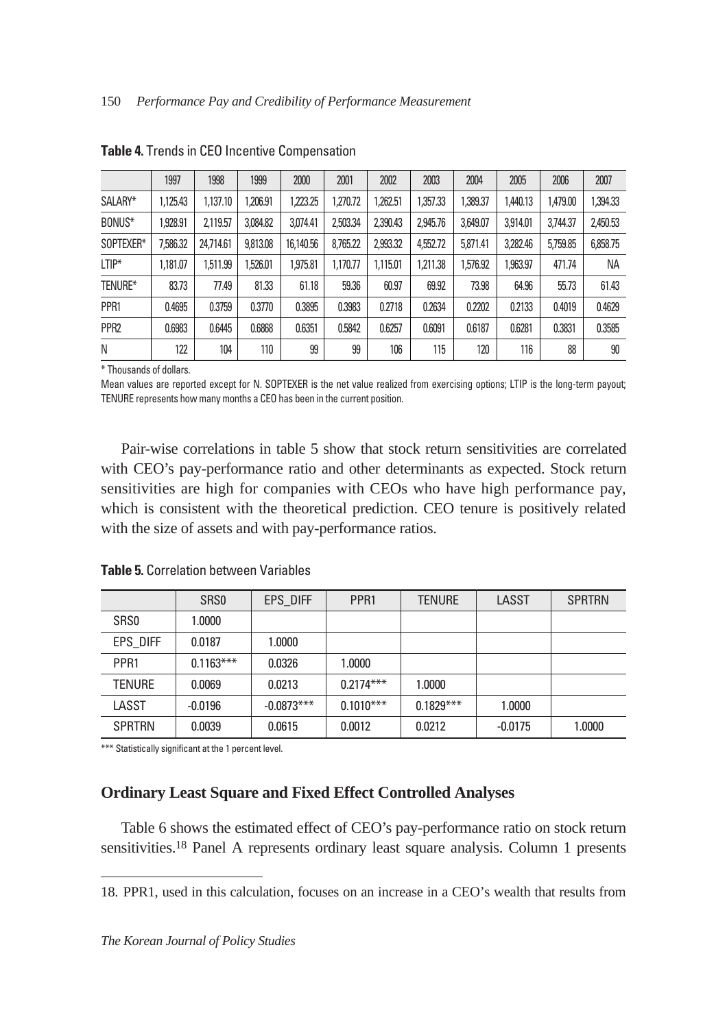**Table 4.** Trends in CEO Incentive Compensation

| | 1997 | 1998 | 1999 | 2000 | 2001 | 2002 | 2003 | 2004 | 2005 | 2006 | 2007 |
|---|---|---|---|---|---|---|---|---|---|---|---|
| SALARY* | 1,125.43 | 1,137.10 | 1,206.91 | 1,223.25 | 1,270.72 | 1,262.51 | 1,357.33 | 1,389.37 | 1,440.13 | 1,479.00 | 1,394.33 |
| BONUS* | 1,928.91 | 2,119.57 | 3,084.82 | 3,074.41 | 2,503.34 | 2,390.43 | 2,945.76 | 3,649.07 | 3,914.01 | 3,744.37 | 2,450.53 |
| SOPTEXER* | 7,586.32 | 24,714.61 | 9,813.08 | 16,140.56 | 8,765.22 | 2,993.32 | 4,552.72 | 5,871.41 | 3,282.46 | 5,759.85 | 6,858.75 |
| LTIP* | 1,181.07 | 1,511.99 | 1,526.01 | 1,975.81 | 1,170.77 | 1,115.01 | 1,211.38 | 1,576.92 | 1,963.97 | 471.74 | NA |
| TENURE* | 83.73 | 77.49 | 81.33 | 61.18 | 59.36 | 60.97 | 69.92 | 73.98 | 64.96 | 55.73 | 61.43 |
| PPR1 | 0.4695 | 0.3759 | 0.3770 | 0.3895 | 0.3983 | 0.2718 | 0.2634 | 0.2202 | 0.2133 | 0.4019 | 0.4629 |
| PPR2 | 0.6983 | 0.6445 | 0.6868 | 0.6351 | 0.5842 | 0.6257 | 0.6091 | 0.6187 | 0.6281 | 0.3831 | 0.3585 |
| N | 122 | 104 | 110 | 99 | 99 | 106 | 115 | 120 | 116 | 88 | 90 |

\* Thousands of dollars.

Mean values are reported except for N. SOPTEXER is the net value realized from exercising options; LTIP is the long-term payout; TENURE represents how many months a CEO has been in the current position.

Pair-wise correlations in table 5 show that stock return sensitivities are correlated with CEO's pay-performance ratio and other determinants as expected. Stock return sensitivities are high for companies with CEOs who have high performance pay, which is consistent with the theoretical prediction. CEO tenure is positively related with the size of assets and with pay-performance ratios.

**Table 5.** Correlation between Variables

| | SRS0 | EPS_DIFF | PPR1 | TENURE | LASST | SPRTRN |
|---|---|---|---|---|---|---|
| SRS0 | 1.0000 | | | | | |
| EPS_DIFF | 0.0187 | 1.0000 | | | | |
| PPR1 | 0.1163*** | 0.0326 | 1.0000 | | | |
| TENURE | 0.0069 | 0.0213 | 0.2174*** | 1.0000 | | |
| LASST | -0.0196 | -0.0873*** | 0.1010*** | 0.1829*** | 1.0000 | |
| SPRTRN | 0.0039 | 0.0615 | 0.0012 | 0.0212 | -0.0175 | 1.0000 |

\*\*\* Statistically significant at the 1 percent level.

### Ordinary Least Square and Fixed Effect Controlled Analyses

Table 6 shows the estimated effect of CEO's pay-performance ratio on stock return sensitivities.[18] Panel A represents ordinary least square analysis. Column 1 presents

18. PPR1, used in this calculation, focuses on an increase in a CEO's wealth that results from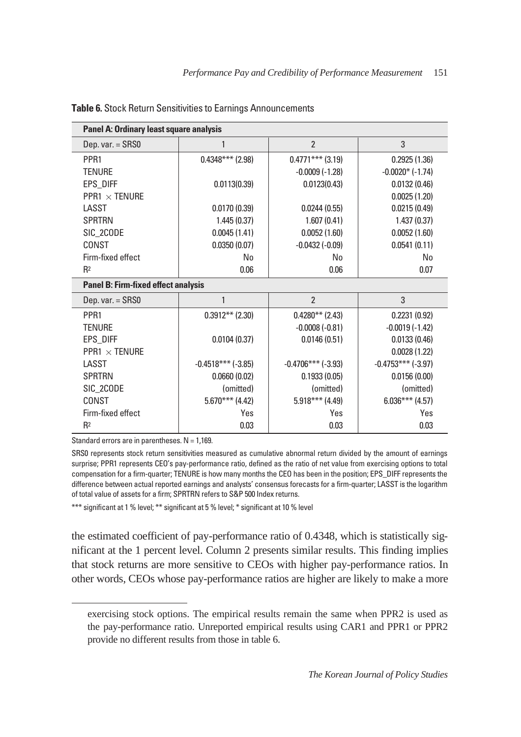**Table 6.** Stock Return Sensitivities to Earnings Announcements

| **Panel A: Ordinary least square analysis** | | | |
|---|---|---|---|
| Dep. var. = SRS0 | 1 | 2 | 3 |
| PPR1 | 0.4348*** (2.98) | 0.4771*** (3.19) | 0.2925 (1.36) |
| TENURE | | -0.0009 (-1.28) | -0.0020* (-1.74) |
| EPS_DIFF | 0.0113(0.39) | 0.0123(0.43) | 0.0132 (0.46) |
| PPR1 × TENURE | | | 0.0025 (1.20) |
| LASST | 0.0170 (0.39) | 0.0244 (0.55) | 0.0215 (0.49) |
| SPRTRN | 1.445 (0.37) | 1.607 (0.41) | 1.437 (0.37) |
| SIC_2CODE | 0.0045 (1.41) | 0.0052 (1.60) | 0.0052 (1.60) |
| CONST | 0.0350 (0.07) | -0.0432 (-0.09) | 0.0541 (0.11) |
| Firm-fixed effect | No | No | No |
| $R^2$ | 0.06 | 0.06 | 0.07 |
| **Panel B: Firm-fixed effect analysis** | | | |
| Dep. var. = SRS0 | 1 | 2 | 3 |
| PPR1 | 0.3912** (2.30) | 0.4280** (2.43) | 0.2231 (0.92) |
| TENURE | | -0.0008 (-0.81) | -0.0019 (-1.42) |
| EPS_DIFF | 0.0104 (0.37) | 0.0146 (0.51) | 0.0133 (0.46) |
| PPR1 × TENURE | | | 0.0028 (1.22) |
| LASST | -0.4518*** (-3.85) | -0.4706*** (-3.93) | -0.4753*** (-3.97) |
| SPRTRN | 0.0660 (0.02) | 0.1933 (0.05) | 0.0156 (0.00) |
| SIC_2CODE | (omitted) | (omitted) | (omitted) |
| CONST | 5.670*** (4.42) | 5.918*** (4.49) | 6.036*** (4.57) |
| Firm-fixed effect | Yes | Yes | Yes |
| $R^2$ | 0.03 | 0.03 | 0.03 |

Standard errors are in parentheses. N = 1,169.

SRS0 represents stock return sensitivities measured as cumulative abnormal return divided by the amount of earnings surprise; PPR1 represents CEO's pay-performance ratio, defined as the ratio of net value from exercising options to total compensation for a firm-quarter; TENURE is how many months the CEO has been in the position; EPS_DIFF represents the difference between actual reported earnings and analysts' consensus forecasts for a firm-quarter; LASST is the logarithm of total value of assets for a firm; SPRTRN refers to S&P 500 Index returns.

*** significant at 1 % level; ** significant at 5 % level; * significant at 10 % level

the estimated coefficient of pay-performance ratio of 0.4348, which is statistically significant at the 1 percent level. Column 2 presents similar results. This finding implies that stock returns are more sensitive to CEOs with higher pay-performance ratios. In other words, CEOs whose pay-performance ratios are higher are likely to make a more

---

exercising stock options. The empirical results remain the same when PPR2 is used as the pay-performance ratio. Unreported empirical results using CAR1 and PPR1 or PPR2 provide no different results from those in table 6.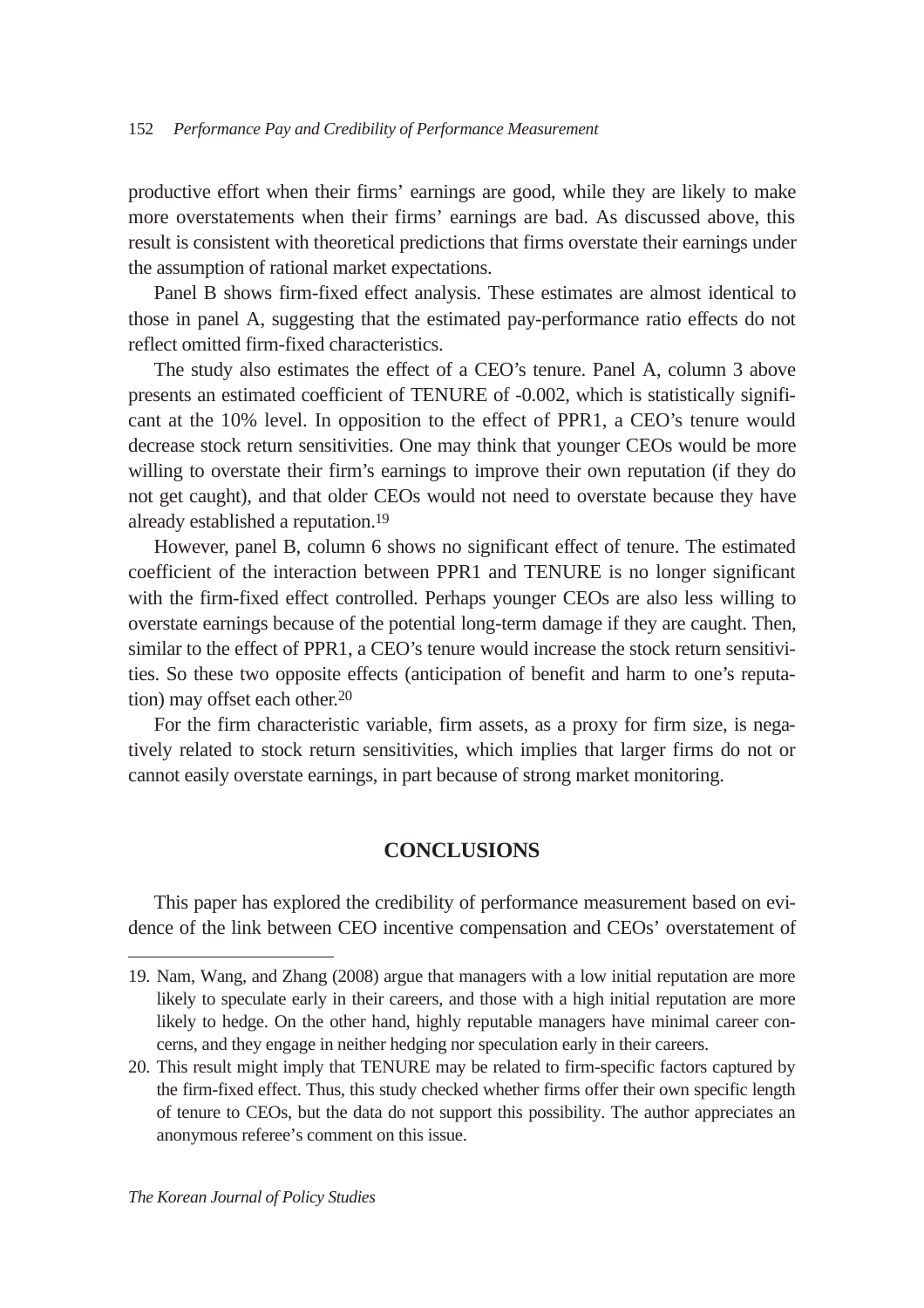productive effort when their firms' earnings are good, while they are likely to make more overstatements when their firms' earnings are bad. As discussed above, this result is consistent with theoretical predictions that firms overstate their earnings under the assumption of rational market expectations.

Panel B shows firm-fixed effect analysis. These estimates are almost identical to those in panel A, suggesting that the estimated pay-performance ratio effects do not reflect omitted firm-fixed characteristics.

The study also estimates the effect of a CEO's tenure. Panel A, column 3 above presents an estimated coefficient of TENURE of -0.002, which is statistically significant at the 10% level. In opposition to the effect of PPR1, a CEO's tenure would decrease stock return sensitivities. One may think that younger CEOs would be more willing to overstate their firm's earnings to improve their own reputation (if they do not get caught), and that older CEOs would not need to overstate because they have already established a reputation.[19]

However, panel B, column 6 shows no significant effect of tenure. The estimated coefficient of the interaction between PPR1 and TENURE is no longer significant with the firm-fixed effect controlled. Perhaps younger CEOs are also less willing to overstate earnings because of the potential long-term damage if they are caught. Then, similar to the effect of PPR1, a CEO's tenure would increase the stock return sensitivities. So these two opposite effects (anticipation of benefit and harm to one's reputation) may offset each other.[20]

For the firm characteristic variable, firm assets, as a proxy for firm size, is negatively related to stock return sensitivities, which implies that larger firms do not or cannot easily overstate earnings, in part because of strong market monitoring.

## CONCLUSIONS

This paper has explored the credibility of performance measurement based on evidence of the link between CEO incentive compensation and CEOs' overstatement of

---

19. Nam, Wang, and Zhang (2008) argue that managers with a low initial reputation are more likely to speculate early in their careers, and those with a high initial reputation are more likely to hedge. On the other hand, highly reputable managers have minimal career concerns, and they engage in neither hedging nor speculation early in their careers.

20. This result might imply that TENURE may be related to firm-specific factors captured by the firm-fixed effect. Thus, this study checked whether firms offer their own specific length of tenure to CEOs, but the data do not support this possibility. The author appreciates an anonymous referee's comment on this issue.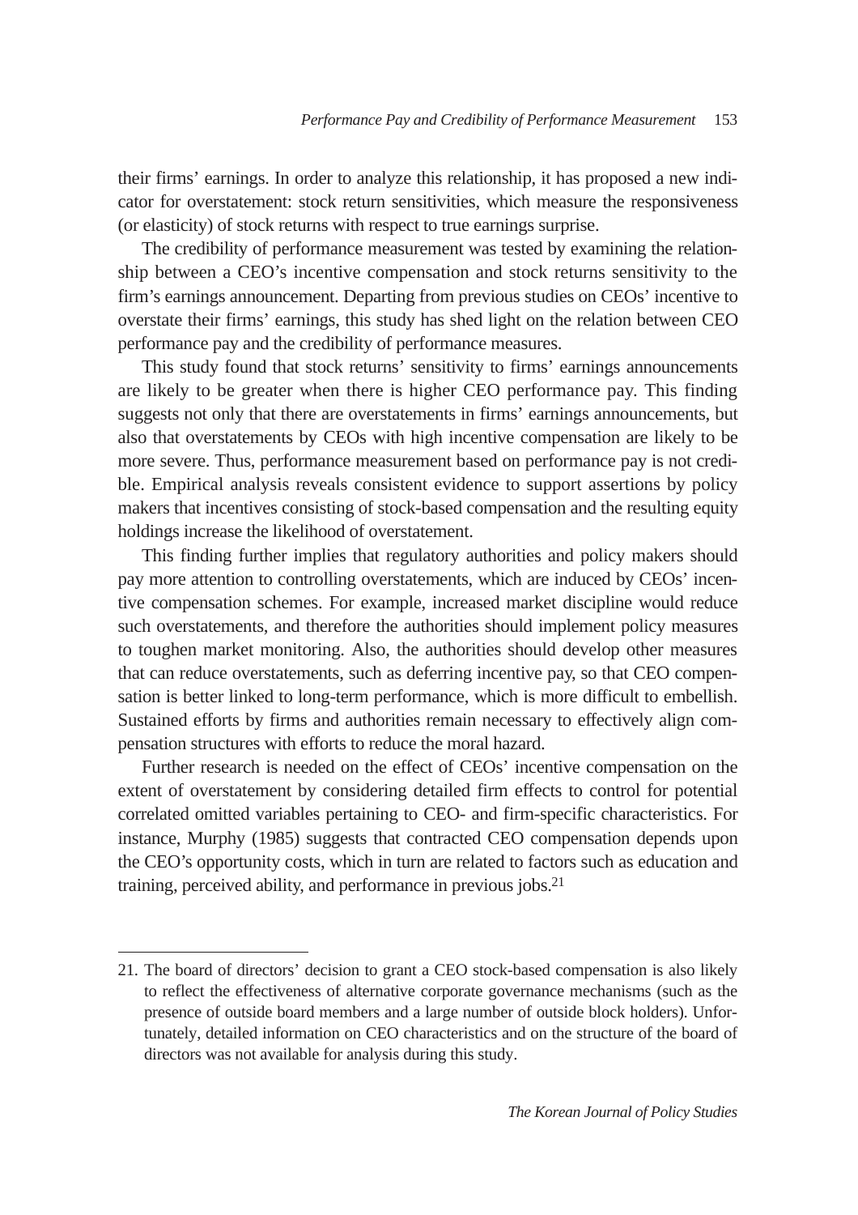their firms' earnings. In order to analyze this relationship, it has proposed a new indicator for overstatement: stock return sensitivities, which measure the responsiveness (or elasticity) of stock returns with respect to true earnings surprise.

The credibility of performance measurement was tested by examining the relationship between a CEO's incentive compensation and stock returns sensitivity to the firm's earnings announcement. Departing from previous studies on CEOs' incentive to overstate their firms' earnings, this study has shed light on the relation between CEO performance pay and the credibility of performance measures.

This study found that stock returns' sensitivity to firms' earnings announcements are likely to be greater when there is higher CEO performance pay. This finding suggests not only that there are overstatements in firms' earnings announcements, but also that overstatements by CEOs with high incentive compensation are likely to be more severe. Thus, performance measurement based on performance pay is not credible. Empirical analysis reveals consistent evidence to support assertions by policy makers that incentives consisting of stock-based compensation and the resulting equity holdings increase the likelihood of overstatement.

This finding further implies that regulatory authorities and policy makers should pay more attention to controlling overstatements, which are induced by CEOs' incentive compensation schemes. For example, increased market discipline would reduce such overstatements, and therefore the authorities should implement policy measures to toughen market monitoring. Also, the authorities should develop other measures that can reduce overstatements, such as deferring incentive pay, so that CEO compensation is better linked to long-term performance, which is more difficult to embellish. Sustained efforts by firms and authorities remain necessary to effectively align compensation structures with efforts to reduce the moral hazard.

Further research is needed on the effect of CEOs' incentive compensation on the extent of overstatement by considering detailed firm effects to control for potential correlated omitted variables pertaining to CEO- and firm-specific characteristics. For instance, Murphy (1985) suggests that contracted CEO compensation depends upon the CEO's opportunity costs, which in turn are related to factors such as education and training, perceived ability, and performance in previous jobs.[21]

---

21. The board of directors' decision to grant a CEO stock-based compensation is also likely to reflect the effectiveness of alternative corporate governance mechanisms (such as the presence of outside board members and a large number of outside block holders). Unfortunately, detailed information on CEO characteristics and on the structure of the board of directors was not available for analysis during this study.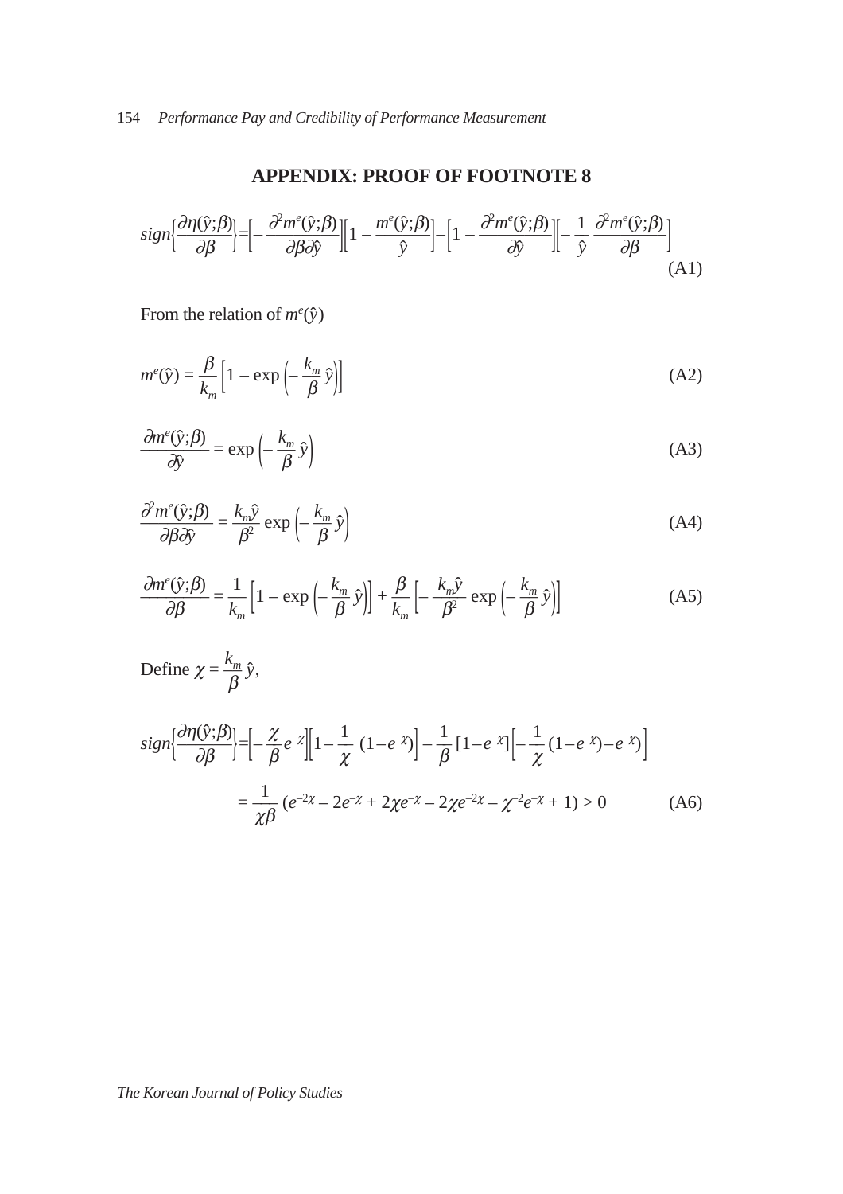# APPENDIX: PROOF OF FOOTNOTE 8

$$sign\left\{\frac{\partial \eta(\hat{y};\beta)}{\partial \beta}\right\}=\left[-\frac{\partial^2 m^e(\hat{y};\beta)}{\partial \beta \partial \hat{y}}\right]\left[1-\frac{m^e(\hat{y};\beta)}{\hat{y}}\right]-\left[1-\frac{\partial^2 m^e(\hat{y};\beta)}{\partial \hat{y}}\right]\left[-\frac{1}{\hat{y}}\frac{\partial^2 m^e(\hat{y};\beta)}{\partial \beta}\right] \tag{A1}$$

From the relation of $m^e(\hat{y})$

$$m^e(\hat{y}) = \frac{\beta}{k_m}\left[1-\exp\left(-\frac{k_m}{\beta}\hat{y}\right)\right] \tag{A2}$$

$$\frac{\partial m^e(\hat{y};\beta)}{\partial \hat{y}} = \exp\left(-\frac{k_m}{\beta}\hat{y}\right) \tag{A3}$$

$$\frac{\partial^2 m^e(\hat{y};\beta)}{\partial \beta \partial \hat{y}} = \frac{k_m \hat{y}}{\beta^2}\exp\left(-\frac{k_m}{\beta}\hat{y}\right) \tag{A4}$$

$$\frac{\partial m^e(\hat{y};\beta)}{\partial \beta} = \frac{1}{k_m}\left[1-\exp\left(-\frac{k_m}{\beta}\hat{y}\right)\right]+\frac{\beta}{k_m}\left[-\frac{k_m \hat{y}}{\beta^2}\exp\left(-\frac{k_m}{\beta}\hat{y}\right)\right] \tag{A5}$$

Define $\chi = \frac{k_m}{\beta}\hat{y}$,

$$\begin{aligned} sign\left\{\frac{\partial \eta(\hat{y};\beta)}{\partial \beta}\right\} &= \left[-\frac{\chi}{\beta}e^{-\chi}\right]\left[1-\frac{1}{\chi}\left(1-e^{-\chi}\right)\right]-\frac{1}{\beta}\left[1-e^{-\chi}\right]\left[-\frac{1}{\chi}\left(1-e^{-\chi}\right)-e^{-\chi}\right] \\ &= \frac{1}{\chi\beta}\left(e^{-2\chi}-2e^{-\chi}+2\chi e^{-\chi}-2\chi e^{-2\chi}-\chi^2 e^{-\chi}+1\right) > 0 \end{aligned} \tag{A6}$$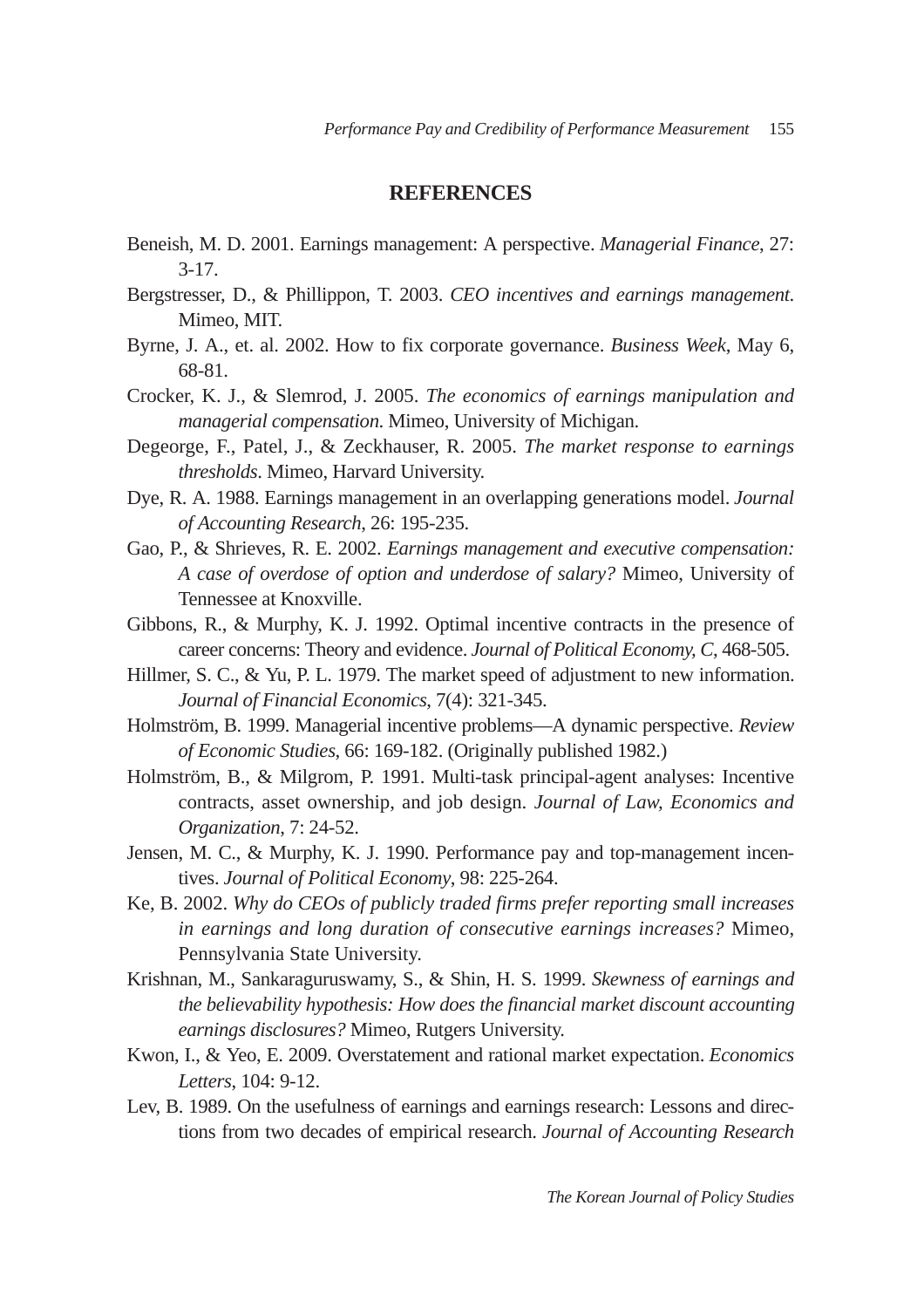## REFERENCES

Beneish, M. D. 2001. Earnings management: A perspective. *Managerial Finance*, 27: 3-17.

Bergstresser, D., & Phillippon, T. 2003. *CEO incentives and earnings management*. Mimeo, MIT.

Byrne, J. A., et. al. 2002. How to fix corporate governance. *Business Week*, May 6, 68-81.

Crocker, K. J., & Slemrod, J. 2005. *The economics of earnings manipulation and managerial compensation*. Mimeo, University of Michigan.

Degeorge, F., Patel, J., & Zeckhauser, R. 2005. *The market response to earnings thresholds*. Mimeo, Harvard University.

Dye, R. A. 1988. Earnings management in an overlapping generations model. *Journal of Accounting Research*, 26: 195-235.

Gao, P., & Shrieves, R. E. 2002. *Earnings management and executive compensation: A case of overdose of option and underdose of salary?* Mimeo, University of Tennessee at Knoxville.

Gibbons, R., & Murphy, K. J. 1992. Optimal incentive contracts in the presence of career concerns: Theory and evidence. *Journal of Political Economy, C*, 468-505.

Hillmer, S. C., & Yu, P. L. 1979. The market speed of adjustment to new information. *Journal of Financial Economics*, 7(4): 321-345.

Holmström, B. 1999. Managerial incentive problems—A dynamic perspective. *Review of Economic Studies*, 66: 169-182. (Originally published 1982.)

Holmström, B., & Milgrom, P. 1991. Multi-task principal-agent analyses: Incentive contracts, asset ownership, and job design. *Journal of Law, Economics and Organization*, 7: 24-52.

Jensen, M. C., & Murphy, K. J. 1990. Performance pay and top-management incentives. *Journal of Political Economy*, 98: 225-264.

Ke, B. 2002. *Why do CEOs of publicly traded firms prefer reporting small increases in earnings and long duration of consecutive earnings increases?* Mimeo, Pennsylvania State University.

Krishnan, M., Sankaraguruswamy, S., & Shin, H. S. 1999. *Skewness of earnings and the believability hypothesis: How does the financial market discount accounting earnings disclosures?* Mimeo, Rutgers University.

Kwon, I., & Yeo, E. 2009. Overstatement and rational market expectation. *Economics Letters*, 104: 9-12.

Lev, B. 1989. On the usefulness of earnings and earnings research: Lessons and directions from two decades of empirical research. *Journal of Accounting Research*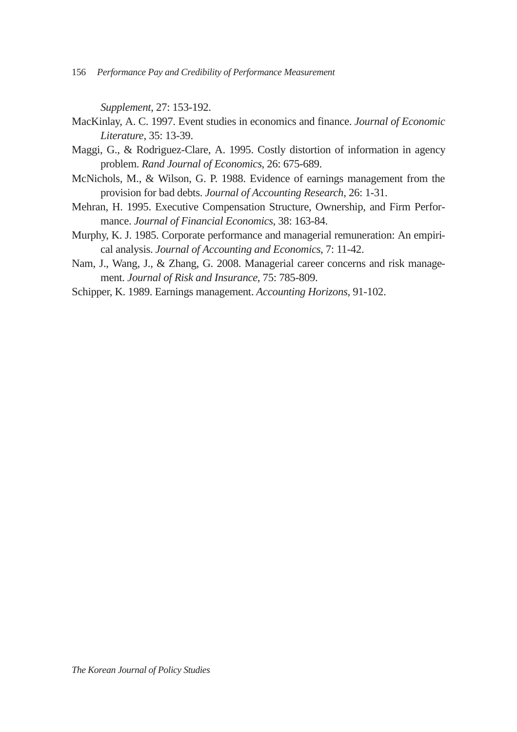*Supplement*, 27: 153-192.

MacKinlay, A. C. 1997. Event studies in economics and finance. *Journal of Economic Literature*, 35: 13-39.

Maggi, G., & Rodriguez-Clare, A. 1995. Costly distortion of information in agency problem. *Rand Journal of Economics*, 26: 675-689.

McNichols, M., & Wilson, G. P. 1988. Evidence of earnings management from the provision for bad debts. *Journal of Accounting Research*, 26: 1-31.

Mehran, H. 1995. Executive Compensation Structure, Ownership, and Firm Performance. *Journal of Financial Economics*, 38: 163-84.

Murphy, K. J. 1985. Corporate performance and managerial remuneration: An empirical analysis. *Journal of Accounting and Economics*, 7: 11-42.

Nam, J., Wang, J., & Zhang, G. 2008. Managerial career concerns and risk management. *Journal of Risk and Insurance*, 75: 785-809.

Schipper, K. 1989. Earnings management. *Accounting Horizons*, 91-102.